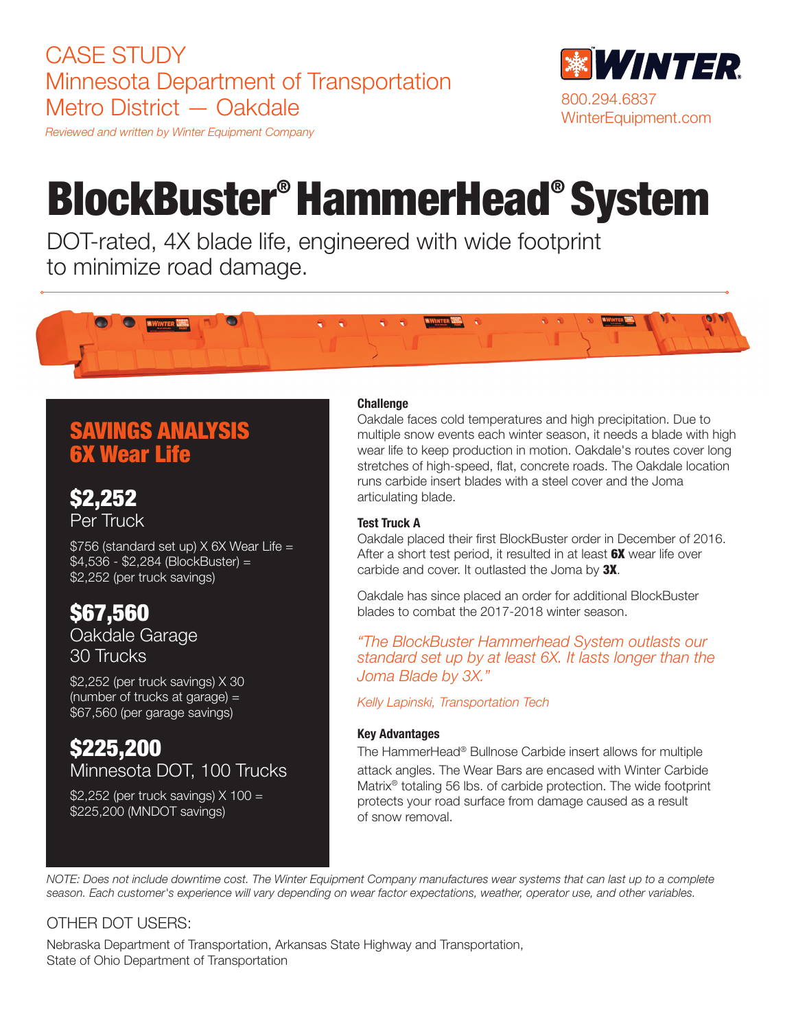CASE STUDY
Minnesota Department of Transportation
Metro District — Oakdale

*Reviewed and written by Winter Equipment Company*

WINTER
800.294.6837
WinterEquipment.com

# BlockBuster® HammerHead® System

DOT-rated, 4X blade life, engineered with wide footprint to minimize road damage.

## SAVINGS ANALYSIS 6X Wear Life

### $2,252
Per Truck

$756 (standard set up) X 6X Wear Life = $4,536 - $2,284 (BlockBuster) = $2,252 (per truck savings)

### $67,560
Oakdale Garage
30 Trucks

$2,252 (per truck savings) X 30 (number of trucks at garage) = $67,560 (per garage savings)

### $225,200
Minnesota DOT, 100 Trucks

$2,252 (per truck savings) X 100 = $225,200 (MNDOT savings)

**Challenge**

Oakdale faces cold temperatures and high precipitation. Due to multiple snow events each winter season, it needs a blade with high wear life to keep production in motion. Oakdale's routes cover long stretches of high-speed, flat, concrete roads. The Oakdale location runs carbide insert blades with a steel cover and the Joma articulating blade.

**Test Truck A**

Oakdale placed their first BlockBuster order in December of 2016. After a short test period, it resulted in at least **6X** wear life over carbide and cover. It outlasted the Joma by **3X**.

Oakdale has since placed an order for additional BlockBuster blades to combat the 2017-2018 winter season.

*"The BlockBuster Hammerhead System outlasts our standard set up by at least 6X. It lasts longer than the Joma Blade by 3X."*

*Kelly Lapinski, Transportation Tech*

**Key Advantages**

The HammerHead® Bullnose Carbide insert allows for multiple attack angles. The Wear Bars are encased with Winter Carbide Matrix® totaling 56 lbs. of carbide protection. The wide footprint protects your road surface from damage caused as a result of snow removal.

*NOTE: Does not include downtime cost. The Winter Equipment Company manufactures wear systems that can last up to a complete season. Each customer's experience will vary depending on wear factor expectations, weather, operator use, and other variables.*

OTHER DOT USERS:

Nebraska Department of Transportation, Arkansas State Highway and Transportation, State of Ohio Department of Transportation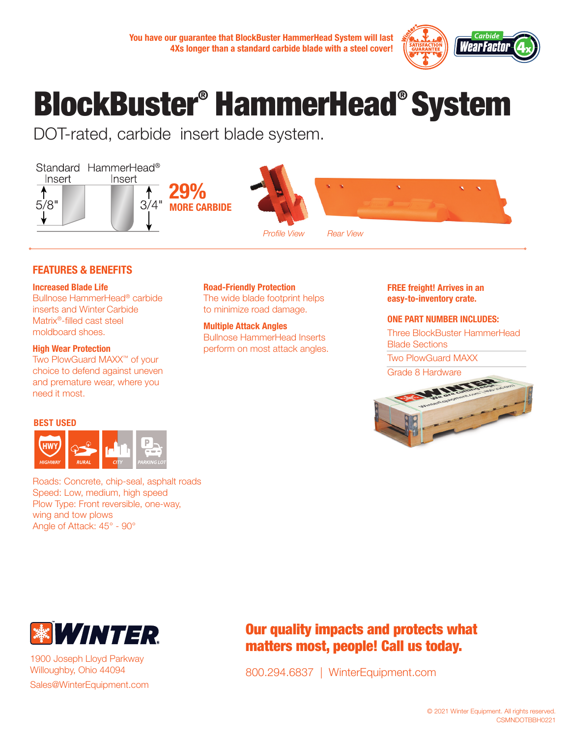You have our guarantee that BlockBuster HammerHead System will last 4Xs longer than a standard carbide blade with a steel cover!

# BlockBuster® HammerHead® System

DOT-rated, carbide insert blade system.

Standard Insert
5/8"

HammerHead® Insert
3/4"

**29% MORE CARBIDE**

*Profile View* *Rear View*

## FEATURES & BENEFITS

**Increased Blade Life**
Bullnose HammerHead® carbide inserts and Winter Carbide Matrix®-filled cast steel moldboard shoes.

**High Wear Protection**
Two PlowGuard MAXX™ of your choice to defend against uneven and premature wear, where you need it most.

**Road-Friendly Protection**
The wide blade footprint helps to minimize road damage.

**Multiple Attack Angles**
Bullnose HammerHead Inserts perform on most attack angles.

**FREE freight! Arrives in an easy-to-inventory crate.**

**ONE PART NUMBER INCLUDES:**

- Three BlockBuster HammerHead Blade Sections
- Two PlowGuard MAXX
- Grade 8 Hardware

### BEST USED

HIGHWAY | RURAL | CITY | PARKING LOT

Roads: Concrete, chip-seal, asphalt roads
Speed: Low, medium, high speed
Plow Type: Front reversible, one-way, wing and tow plows
Angle of Attack: 45° - 90°

WINTER

1900 Joseph Lloyd Parkway
Willoughby, Ohio 44094
Sales@WinterEquipment.com

**Our quality impacts and protects what matters most, people! Call us today.**

800.294.6837 | WinterEquipment.com

© 2021 Winter Equipment. All rights reserved.
CSMNDOTBBH0221